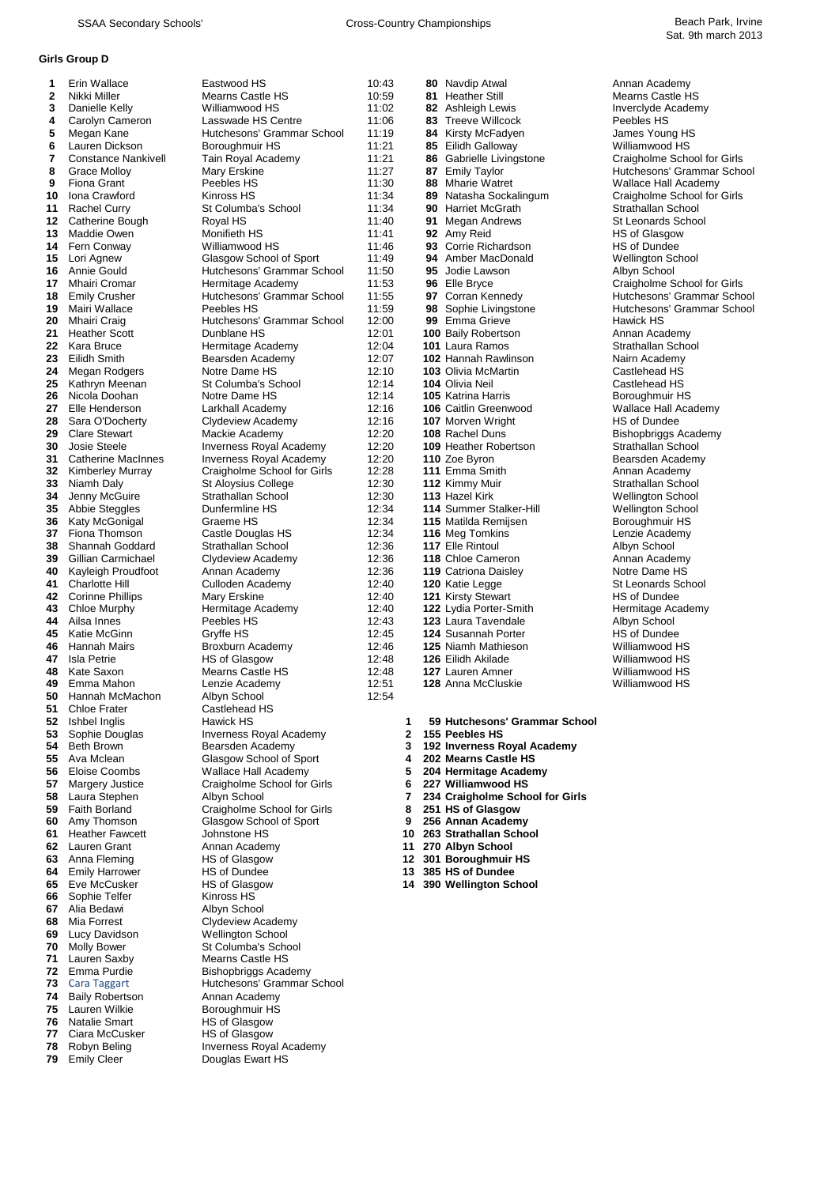SSAA Secondary Schools' Cross-Country Championships Beach Park, Irvine Sat. 9th march 2013

**Girls Group D**

| Pos | Name | School | Time |
|---|---|---|---|
| 1 | Erin Wallace | Eastwood HS | 10:43 |
| 2 | Nikki Miller | Mearns Castle HS | 10:59 |
| 3 | Danielle Kelly | Williamwood HS | 11:02 |
| 4 | Carolyn Cameron | Lasswade HS Centre | 11:06 |
| 5 | Megan Kane | Hutchesons' Grammar School | 11:19 |
| 6 | Lauren Dickson | Boroughmuir HS | 11:21 |
| 7 | Constance Nankivell | Tain Royal Academy | 11:21 |
| 8 | Grace Molloy | Mary Erskine | 11:27 |
| 9 | Fiona Grant | Peebles HS | 11:30 |
| 10 | Iona Crawford | Kinross HS | 11:34 |
| 11 | Rachel Curry | St Columba's School | 11:34 |
| 12 | Catherine Bough | Royal HS | 11:40 |
| 13 | Maddie Owen | Monifieth HS | 11:41 |
| 14 | Fern Conway | Williamwood HS | 11:46 |
| 15 | Lori Agnew | Glasgow School of Sport | 11:49 |
| 16 | Annie Gould | Hutchesons' Grammar School | 11:50 |
| 17 | Mhairi Cromar | Hermitage Academy | 11:53 |
| 18 | Emily Crusher | Hutchesons' Grammar School | 11:55 |
| 19 | Mairi Wallace | Peebles HS | 11:59 |
| 20 | Mhairi Craig | Hutchesons' Grammar School | 12:00 |
| 21 | Heather Scott | Dunblane HS | 12:01 |
| 22 | Kara Bruce | Hermitage Academy | 12:04 |
| 23 | Eilidh Smith | Bearsden Academy | 12:07 |
| 24 | Megan Rodgers | Notre Dame HS | 12:10 |
| 25 | Kathryn Meenan | St Columba's School | 12:14 |
| 26 | Nicola Doohan | Notre Dame HS | 12:14 |
| 27 | Elle Henderson | Larkhall Academy | 12:16 |
| 28 | Sara O'Docherty | Clydeview Academy | 12:16 |
| 29 | Clare Stewart | Mackie Academy | 12:20 |
| 30 | Josie Steele | Inverness Royal Academy | 12:20 |
| 31 | Catherine MacInnes | Inverness Royal Academy | 12:20 |
| 32 | Kimberley Murray | Craigholme School for Girls | 12:28 |
| 33 | Niamh Daly | St Aloysius College | 12:30 |
| 34 | Jenny McGuire | Strathallan School | 12:30 |
| 35 | Abbie Steggles | Dunfermline HS | 12:34 |
| 36 | Katy McGonigal | Graeme HS | 12:34 |
| 37 | Fiona Thomson | Castle Douglas HS | 12:34 |
| 38 | Shannah Goddard | Strathallan School | 12:36 |
| 39 | Gillian Carmichael | Clydeview Academy | 12:36 |
| 40 | Kayleigh Proudfoot | Annan Academy | 12:36 |
| 41 | Charlotte Hill | Culloden Academy | 12:40 |
| 42 | Corinne Phillips | Mary Erskine | 12:40 |
| 43 | Chloe Murphy | Hermitage Academy | 12:40 |
| 44 | Ailsa Innes | Peebles HS | 12:43 |
| 45 | Katie McGinn | Gryffe HS | 12:45 |
| 46 | Hannah Mairs | Broxburn Academy | 12:46 |
| 47 | Isla Petrie | HS of Glasgow | 12:48 |
| 48 | Kate Saxon | Mearns Castle HS | 12:48 |
| 49 | Emma Mahon | Lenzie Academy | 12:51 |
| 50 | Hannah McMachon | Albyn School | 12:54 |
| 51 | Chloe Frater | Castlehead HS | |
| 52 | Ishbel Inglis | Hawick HS | |
| 53 | Sophie Douglas | Inverness Royal Academy | |
| 54 | Beth Brown | Bearsden Academy | |
| 55 | Ava Mclean | Glasgow School of Sport | |
| 56 | Eloise Coombs | Wallace Hall Academy | |
| 57 | Margery Justice | Craigholme School for Girls | |
| 58 | Laura Stephen | Albyn School | |
| 59 | Faith Borland | Craigholme School for Girls | |
| 60 | Amy Thomson | Glasgow School of Sport | |
| 61 | Heather Fawcett | Johnstone HS | |
| 62 | Lauren Grant | Annan Academy | |
| 63 | Anna Fleming | HS of Glasgow | |
| 64 | Emily Harrower | HS of Dundee | |
| 65 | Eve McCusker | HS of Glasgow | |
| 66 | Sophie Telfer | Kinross HS | |
| 67 | Alia Bedawi | Albyn School | |
| 68 | Mia Forrest | Clydeview Academy | |
| 69 | Lucy Davidson | Wellington School | |
| 70 | Molly Bower | St Columba's School | |
| 71 | Lauren Saxby | Mearns Castle HS | |
| 72 | Emma Purdie | Bishopbriggs Academy | |
| 73 | Cara Taggart | Hutchesons' Grammar School | |
| 74 | Baily Robertson | Annan Academy | |
| 75 | Lauren Wilkie | Boroughmuir HS | |
| 76 | Natalie Smart | HS of Glasgow | |
| 77 | Ciara McCusker | HS of Glasgow | |
| 78 | Robyn Beling | Inverness Royal Academy | |
| 79 | Emily Cleer | Douglas Ewart HS | |
| 80 | Navdip Atwal | Annan Academy | |
| 81 | Heather Still | Mearns Castle HS | |
| 82 | Ashleigh Lewis | Inverclyde Academy | |
| 83 | Treeve Willcock | Peebles HS | |
| 84 | Kirsty McFadyen | James Young HS | |
| 85 | Eilidh Galloway | Williamwood HS | |
| 86 | Gabrielle Livingstone | Craigholme School for Girls | |
| 87 | Emily Taylor | Hutchesons' Grammar School | |
| 88 | Mharie Watret | Wallace Hall Academy | |
| 89 | Natasha Sockalingum | Craigholme School for Girls | |
| 90 | Harriet McGrath | Strathallan School | |
| 91 | Megan Andrews | St Leonards School | |
| 92 | Amy Reid | HS of Glasgow | |
| 93 | Corrie Richardson | HS of Dundee | |
| 94 | Amber MacDonald | Wellington School | |
| 95 | Jodie Lawson | Albyn School | |
| 96 | Elle Bryce | Craigholme School for Girls | |
| 97 | Corran Kennedy | Hutchesons' Grammar School | |
| 98 | Sophie Livingstone | Hutchesons' Grammar School | |
| 99 | Emma Grieve | Hawick HS | |
| 100 | Baily Robertson | Annan Academy | |
| 101 | Laura Ramos | Strathallan School | |
| 102 | Hannah Rawlinson | Nairn Academy | |
| 103 | Olivia McMartin | Castlehead HS | |
| 104 | Olivia Neil | Castlehead HS | |
| 105 | Katrina Harris | Boroughmuir HS | |
| 106 | Caitlin Greenwood | Wallace Hall Academy | |
| 107 | Morven Wright | HS of Dundee | |
| 108 | Rachel Duns | Bishopbriggs Academy | |
| 109 | Heather Robertson | Strathallan School | |
| 110 | Zoe Byron | Bearsden Academy | |
| 111 | Emma Smith | Annan Academy | |
| 112 | Kimmy Muir | Strathallan School | |
| 113 | Hazel Kirk | Wellington School | |
| 114 | Summer Stalker-Hill | Wellington School | |
| 115 | Matilda Remijsen | Boroughmuir HS | |
| 116 | Meg Tomkins | Lenzie Academy | |
| 117 | Elle Rintoul | Albyn School | |
| 118 | Chloe Cameron | Annan Academy | |
| 119 | Catriona Daisley | Notre Dame HS | |
| 120 | Katie Legge | St Leonards School | |
| 121 | Kirsty Stewart | HS of Dundee | |
| 122 | Lydia Porter-Smith | Hermitage Academy | |
| 123 | Laura Tavendale | Albyn School | |
| 124 | Susannah Porter | HS of Dundee | |
| 125 | Niamh Mathieson | Williamwood HS | |
| 126 | Eilidh Akilade | Williamwood HS | |
| 127 | Lauren Amner | Williamwood HS | |
| 128 | Anna McCluskie | Williamwood HS | |

**Team Results**

| Pos | Points | School |
|---|---|---|
| **1** | **59** | **Hutchesons' Grammar School** |
| **2** | **155** | **Peebles HS** |
| **3** | **192** | **Inverness Royal Academy** |
| **4** | **202** | **Mearns Castle HS** |
| **5** | **204** | **Hermitage Academy** |
| **6** | **227** | **Williamwood HS** |
| **7** | **234** | **Craigholme School for Girls** |
| **8** | **251** | **HS of Glasgow** |
| **9** | **256** | **Annan Academy** |
| **10** | **263** | **Strathallan School** |
| **11** | **270** | **Albyn School** |
| **12** | **301** | **Boroughmuir HS** |
| **13** | **385** | **HS of Dundee** |
| **14** | **390** | **Wellington School** |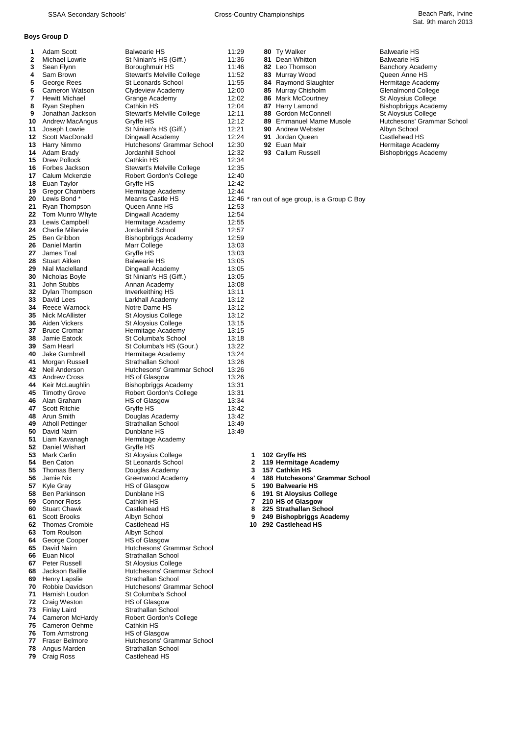## Boys Group D

| Pos | Name | School | Time |
|---|---|---|---|
| 1 | Adam Scott | Balwearie HS | 11:29 |
| 2 | Michael Lowrie | St Ninian's HS (Giff.) | 11:36 |
| 3 | Sean Flynn | Boroughmuir HS | 11:46 |
| 4 | Sam Brown | Stewart's Melville College | 11:52 |
| 5 | George Rees | St Leonards School | 11:55 |
| 6 | Cameron Watson | Clydeview Academy | 12:00 |
| 7 | Hewitt Michael | Grange Academy | 12:02 |
| 8 | Ryan Stephen | Cathkin HS | 12:04 |
| 9 | Jonathan Jackson | Stewart's Melville College | 12:11 |
| 10 | Andrew MacAngus | Gryffe HS | 12:12 |
| 11 | Joseph Lowrie | St Ninian's HS (Giff.) | 12:21 |
| 12 | Scott MacDonald | Dingwall Academy | 12:24 |
| 13 | Harry Nimmo | Hutchesons' Grammar School | 12:30 |
| 14 | Adam Brady | Jordanhill School | 12:32 |
| 15 | Drew Pollock | Cathkin HS | 12:34 |
| 16 | Forbes Jackson | Stewart's Melville College | 12:35 |
| 17 | Calum Mckenzie | Robert Gordon's College | 12:40 |
| 18 | Euan Taylor | Gryffe HS | 12:42 |
| 19 | Gregor Chambers | Hermitage Academy | 12:44 |
| 20 | Lewis Bond * | Mearns Castle HS | 12:46 |
| 21 | Ryan Thompson | Queen Anne HS | 12:53 |
| 22 | Tom Munro Whyte | Dingwall Academy | 12:54 |
| 23 | Lewis Campbell | Hermitage Academy | 12:55 |
| 24 | Charlie Milarvie | Jordanhill School | 12:57 |
| 25 | Ben Gribbon | Bishopbriggs Academy | 12:59 |
| 26 | Daniel Martin | Marr College | 13:03 |
| 27 | James Toal | Gryffe HS | 13:03 |
| 28 | Stuart Aitken | Balwearie HS | 13:05 |
| 29 | Nial Maclelland | Dingwall Academy | 13:05 |
| 30 | Nicholas Boyle | St Ninian's HS (Giff.) | 13:05 |
| 31 | John Stubbs | Annan Academy | 13:08 |
| 32 | Dylan Thompson | Inverkeithing HS | 13:11 |
| 33 | David Lees | Larkhall Academy | 13:12 |
| 34 | Reece Warnock | Notre Dame HS | 13:12 |
| 35 | Nick McAllister | St Aloysius College | 13:12 |
| 36 | Aiden Vickers | St Aloysius College | 13:15 |
| 37 | Bruce Cromar | Hermitage Academy | 13:15 |
| 38 | Jamie Eatock | St Columba's School | 13:18 |
| 39 | Sam Hearl | St Columba's HS (Gour.) | 13:22 |
| 40 | Jake Gumbrell | Hermitage Academy | 13:24 |
| 41 | Morgan Russell | Strathallan School | 13:26 |
| 42 | Neil Anderson | Hutchesons' Grammar School | 13:26 |
| 43 | Andrew Cross | HS of Glasgow | 13:26 |
| 44 | Keir McLaughlin | Bishopbriggs Academy | 13:31 |
| 45 | Timothy Grove | Robert Gordon's College | 13:31 |
| 46 | Alan Graham | HS of Glasgow | 13:34 |
| 47 | Scott Ritchie | Gryffe HS | 13:42 |
| 48 | Arun Smith | Douglas Academy | 13:42 |
| 49 | Atholl Pettinger | Strathallan School | 13:49 |
| 50 | David Nairn | Dunblane HS | 13:49 |
| 51 | Liam Kavanagh | Hermitage Academy | |
| 52 | Daniel Wishart | Gryffe HS | |
| 53 | Mark Carlin | St Aloysius College | |
| 54 | Ben Caton | St Leonards School | |
| 55 | Thomas Berry | Douglas Academy | |
| 56 | Jamie Nix | Greenwood Academy | |
| 57 | Kyle Gray | HS of Glasgow | |
| 58 | Ben Parkinson | Dunblane HS | |
| 59 | Connor Ross | Cathkin HS | |
| 60 | Stuart Chawk | Castlehead HS | |
| 61 | Scott Brooks | Albyn School | |
| 62 | Thomas Crombie | Castlehead HS | |
| 63 | Tom Roulson | Albyn School | |
| 64 | George Cooper | HS of Glasgow | |
| 65 | David Nairn | Hutchesons' Grammar School | |
| 66 | Euan Nicol | Strathallan School | |
| 67 | Peter Russell | St Aloysius College | |
| 68 | Jackson Baillie | Hutchesons' Grammar School | |
| 69 | Henry Lapslie | Strathallan School | |
| 70 | Robbie Davidson | Hutchesons' Grammar School | |
| 71 | Hamish Loudon | St Columba's School | |
| 72 | Craig Weston | HS of Glasgow | |
| 73 | Finlay Laird | Strathallan School | |
| 74 | Cameron McHardy | Robert Gordon's College | |
| 75 | Cameron Oehme | Cathkin HS | |
| 76 | Tom Armstrong | HS of Glasgow | |
| 77 | Fraser Belmore | Hutchesons' Grammar School | |
| 78 | Angus Marden | Strathallan School | |
| 79 | Craig Ross | Castlehead HS | |
| 80 | Ty Walker | Balwearie HS | |
| 81 | Dean Whitton | Balwearie HS | |
| 82 | Leo Thomson | Banchory Academy | |
| 83 | Murray Wood | Queen Anne HS | |
| 84 | Raymond Slaughter | Hermitage Academy | |
| 85 | Murray Chisholm | Glenalmond College | |
| 86 | Mark McCourtney | St Aloysius College | |
| 87 | Harry Lamond | Bishopbriggs Academy | |
| 88 | Gordon McConnell | St Aloysius College | |
| 89 | Emmanuel Mame Musole | Hutchesons' Grammar School | |
| 90 | Andrew Webster | Albyn School | |
| 91 | Jordan Queen | Castlehead HS | |
| 92 | Euan Mair | Hermitage Academy | |
| 93 | Callum Russell | Bishopbriggs Academy | |

\* ran out of age group, is a Group C Boy

| Pos | Points | Team |
|---|---|---|
| **1** | **102** | **Gryffe HS** |
| **2** | **119** | **Hermitage Academy** |
| **3** | **157** | **Cathkin HS** |
| **4** | **188** | **Hutchesons' Grammar School** |
| **5** | **190** | **Balwearie HS** |
| **6** | **191** | **St Aloysius College** |
| **7** | **210** | **HS of Glasgow** |
| **8** | **225** | **Strathallan School** |
| **9** | **249** | **Bishopbriggs Academy** |
| **10** | **292** | **Castlehead HS** |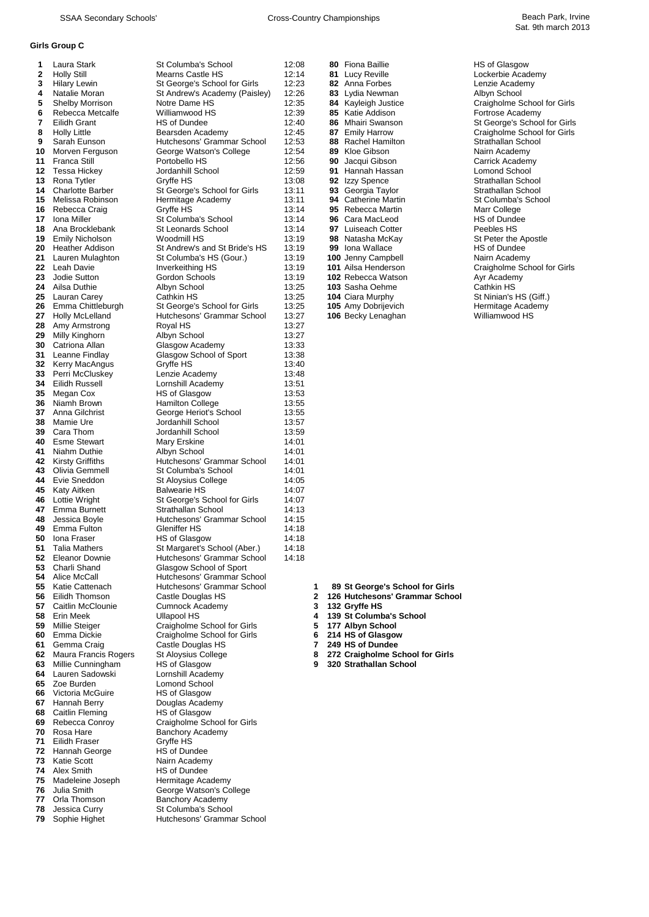## Girls Group C

| Pos | Name | School | Time |
|---|---|---|---|
| 1 | Laura Stark | St Columba's School | 12:08 |
| 2 | Holly Still | Mearns Castle HS | 12:14 |
| 3 | Hilary Lewin | St George's School for Girls | 12:23 |
| 4 | Natalie Moran | St Andrew's Academy (Paisley) | 12:26 |
| 5 | Shelby Morrison | Notre Dame HS | 12:35 |
| 6 | Rebecca Metcalfe | Williamwood HS | 12:39 |
| 7 | Eilidh Grant | HS of Dundee | 12:40 |
| 8 | Holly Little | Bearsden Academy | 12:45 |
| 9 | Sarah Eunson | Hutchesons' Grammar School | 12:53 |
| 10 | Morven Ferguson | George Watson's College | 12:54 |
| 11 | Franca Still | Portobello HS | 12:56 |
| 12 | Tessa Hickey | Jordanhill School | 12:59 |
| 13 | Rona Tytler | Gryffe HS | 13:08 |
| 14 | Charlotte Barber | St George's School for Girls | 13:11 |
| 15 | Melissa Robinson | Hermitage Academy | 13:11 |
| 16 | Rebecca Craig | Gryffe HS | 13:14 |
| 17 | Iona Miller | St Columba's School | 13:14 |
| 18 | Ana Brocklebank | St Leonards School | 13:14 |
| 19 | Emily Nicholson | Woodmill HS | 13:19 |
| 20 | Heather Addison | St Andrew's and St Bride's HS | 13:19 |
| 21 | Lauren Mulaghton | St Columba's HS (Gour.) | 13:19 |
| 22 | Leah Davie | Inverkeithing HS | 13:19 |
| 23 | Jodie Sutton | Gordon Schools | 13:19 |
| 24 | Ailsa Duthie | Albyn School | 13:25 |
| 25 | Lauran Carey | Cathkin HS | 13:25 |
| 26 | Emma Chittleburgh | St George's School for Girls | 13:25 |
| 27 | Holly McLelland | Hutchesons' Grammar School | 13:27 |
| 28 | Amy Armstrong | Royal HS | 13:27 |
| 29 | Milly Kinghorn | Albyn School | 13:27 |
| 30 | Catriona Allan | Glasgow Academy | 13:33 |
| 31 | Leanne Findlay | Glasgow School of Sport | 13:38 |
| 32 | Kerry MacAngus | Gryffe HS | 13:40 |
| 33 | Perri McCluskey | Lenzie Academy | 13:48 |
| 34 | Eilidh Russell | Lornshill Academy | 13:51 |
| 35 | Megan Cox | HS of Glasgow | 13:53 |
| 36 | Niamh Brown | Hamilton College | 13:55 |
| 37 | Anna Gilchrist | George Heriot's School | 13:55 |
| 38 | Mamie Ure | Jordanhill School | 13:57 |
| 39 | Cara Thom | Jordanhill School | 13:59 |
| 40 | Esme Stewart | Mary Erskine | 14:01 |
| 41 | Niahm Duthie | Albyn School | 14:01 |
| 42 | Kirsty Griffiths | Hutchesons' Grammar School | 14:01 |
| 43 | Olivia Gemmell | St Columba's School | 14:01 |
| 44 | Evie Sneddon | St Aloysius College | 14:05 |
| 45 | Katy Aitken | Balwearie HS | 14:07 |
| 46 | Lottie Wright | St George's School for Girls | 14:07 |
| 47 | Emma Burnett | Strathallan School | 14:13 |
| 48 | Jessica Boyle | Hutchesons' Grammar School | 14:15 |
| 49 | Emma Fulton | Gleniffer HS | 14:18 |
| 50 | Iona Fraser | HS of Glasgow | 14:18 |
| 51 | Talia Mathers | St Margaret's School (Aber.) | 14:18 |
| 52 | Eleanor Downie | Hutchesons' Grammar School | 14:18 |
| 53 | Charli Shand | Glasgow School of Sport | |
| 54 | Alice McCall | Hutchesons' Grammar School | |
| 55 | Katie Cattenach | Hutchesons' Grammar School | |
| 56 | Eilidh Thomson | Castle Douglas HS | |
| 57 | Caitlin McClounie | Cumnock Academy | |
| 58 | Erin Meek | Ullapool HS | |
| 59 | Millie Steiger | Craigholme School for Girls | |
| 60 | Emma Dickie | Craigholme School for Girls | |
| 61 | Gemma Craig | Castle Douglas HS | |
| 62 | Maura Francis Rogers | St Aloysius College | |
| 63 | Millie Cunningham | HS of Glasgow | |
| 64 | Lauren Sadowski | Lornshill Academy | |
| 65 | Zoe Burden | Lomond School | |
| 66 | Victoria McGuire | HS of Glasgow | |
| 67 | Hannah Berry | Douglas Academy | |
| 68 | Caitlin Fleming | HS of Glasgow | |
| 69 | Rebecca Conroy | Craigholme School for Girls | |
| 70 | Rosa Hare | Banchory Academy | |
| 71 | Eilidh Fraser | Gryffe HS | |
| 72 | Hannah George | HS of Dundee | |
| 73 | Katie Scott | Nairn Academy | |
| 74 | Alex Smith | HS of Dundee | |
| 75 | Madeleine Joseph | Hermitage Academy | |
| 76 | Julia Smith | George Watson's College | |
| 77 | Orla Thomson | Banchory Academy | |
| 78 | Jessica Curry | St Columba's School | |
| 79 | Sophie Highet | Hutchesons' Grammar School | |
| 80 | Fiona Baillie | HS of Glasgow | |
| 81 | Lucy Reville | Lockerbie Academy | |
| 82 | Anna Forbes | Lenzie Academy | |
| 83 | Lydia Newman | Albyn School | |
| 84 | Kayleigh Justice | Craigholme School for Girls | |
| 85 | Katie Addison | Fortrose Academy | |
| 86 | Mhairi Swanson | St George's School for Girls | |
| 87 | Emily Harrow | Craigholme School for Girls | |
| 88 | Rachel Hamilton | Strathallan School | |
| 89 | Kloe Gibson | Nairn Academy | |
| 90 | Jacqui Gibson | Carrick Academy | |
| 91 | Hannah Hassan | Lomond School | |
| 92 | Izzy Spence | Strathallan School | |
| 93 | Georgia Taylor | Strathallan School | |
| 94 | Catherine Martin | St Columba's School | |
| 95 | Rebecca Martin | Marr College | |
| 96 | Cara MacLeod | HS of Dundee | |
| 97 | Luiseach Cotter | Peebles HS | |
| 98 | Natasha McKay | St Peter the Apostle | |
| 99 | Iona Wallace | HS of Dundee | |
| 100 | Jenny Campbell | Nairn Academy | |
| 101 | Ailsa Henderson | Craigholme School for Girls | |
| 102 | Rebecca Watson | Ayr Academy | |
| 103 | Sasha Oehme | Cathkin HS | |
| 104 | Ciara Murphy | St Ninian's HS (Giff.) | |
| 105 | Amy Dobrijevich | Hermitage Academy | |
| 106 | Becky Lenaghan | Williamwood HS | |

**Team Results**

| Pos | Points | School |
|---|---|---|
| **1** | **89** | **St George's School for Girls** |
| **2** | **126** | **Hutchesons' Grammar School** |
| **3** | **132** | **Gryffe HS** |
| **4** | **139** | **St Columba's School** |
| **5** | **177** | **Albyn School** |
| **6** | **214** | **HS of Glasgow** |
| **7** | **249** | **HS of Dundee** |
| **8** | **272** | **Craigholme School for Girls** |
| **9** | **320** | **Strathallan School** |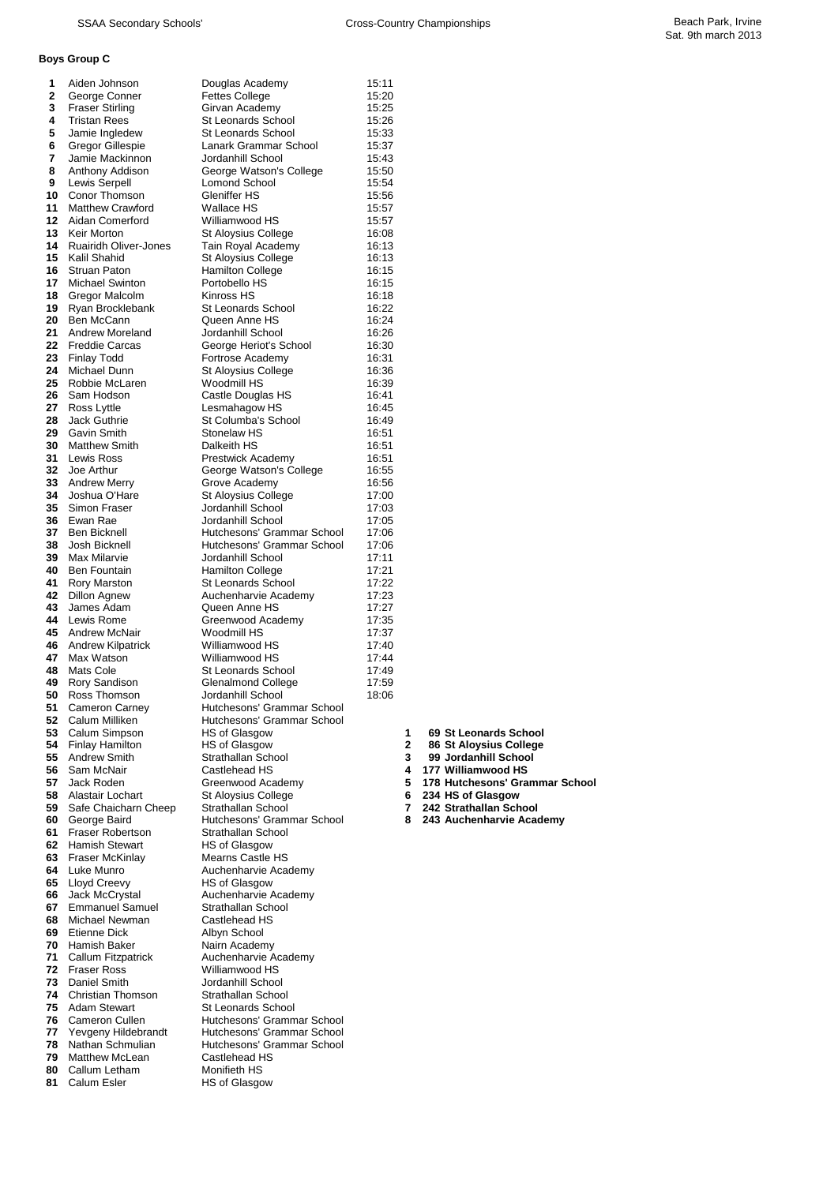## Boys Group C

| Pos | Name | School | Time |
|---|---|---|---|
| 1 | Aiden Johnson | Douglas Academy | 15:11 |
| 2 | George Conner | Fettes College | 15:20 |
| 3 | Fraser Stirling | Girvan Academy | 15:25 |
| 4 | Tristan Rees | St Leonards School | 15:26 |
| 5 | Jamie Ingledew | St Leonards School | 15:33 |
| 6 | Gregor Gillespie | Lanark Grammar School | 15:37 |
| 7 | Jamie Mackinnon | Jordanhill School | 15:43 |
| 8 | Anthony Addison | George Watson's College | 15:50 |
| 9 | Lewis Serpell | Lomond School | 15:54 |
| 10 | Conor Thomson | Gleniffer HS | 15:56 |
| 11 | Matthew Crawford | Wallace HS | 15:57 |
| 12 | Aidan Comerford | Williamwood HS | 15:57 |
| 13 | Keir Morton | St Aloysius College | 16:08 |
| 14 | Ruairidh Oliver-Jones | Tain Royal Academy | 16:13 |
| 15 | Kalil Shahid | St Aloysius College | 16:13 |
| 16 | Struan Paton | Hamilton College | 16:15 |
| 17 | Michael Swinton | Portobello HS | 16:15 |
| 18 | Gregor Malcolm | Kinross HS | 16:18 |
| 19 | Ryan Brocklebank | St Leonards School | 16:22 |
| 20 | Ben McCann | Queen Anne HS | 16:24 |
| 21 | Andrew Moreland | Jordanhill School | 16:26 |
| 22 | Freddie Carcas | George Heriot's School | 16:30 |
| 23 | Finlay Todd | Fortrose Academy | 16:31 |
| 24 | Michael Dunn | St Aloysius College | 16:36 |
| 25 | Robbie McLaren | Woodmill HS | 16:39 |
| 26 | Sam Hodson | Castle Douglas HS | 16:41 |
| 27 | Ross Lyttle | Lesmahagow HS | 16:45 |
| 28 | Jack Guthrie | St Columba's School | 16:49 |
| 29 | Gavin Smith | Stonelaw HS | 16:51 |
| 30 | Matthew Smith | Dalkeith HS | 16:51 |
| 31 | Lewis Ross | Prestwick Academy | 16:51 |
| 32 | Joe Arthur | George Watson's College | 16:55 |
| 33 | Andrew Merry | Grove Academy | 16:56 |
| 34 | Joshua O'Hare | St Aloysius College | 17:00 |
| 35 | Simon Fraser | Jordanhill School | 17:03 |
| 36 | Ewan Rae | Jordanhill School | 17:05 |
| 37 | Ben Bicknell | Hutchesons' Grammar School | 17:06 |
| 38 | Josh Bicknell | Hutchesons' Grammar School | 17:06 |
| 39 | Max Milarvie | Jordanhill School | 17:11 |
| 40 | Ben Fountain | Hamilton College | 17:21 |
| 41 | Rory Marston | St Leonards School | 17:22 |
| 42 | Dillon Agnew | Auchenharvie Academy | 17:23 |
| 43 | James Adam | Queen Anne HS | 17:27 |
| 44 | Lewis Rome | Greenwood Academy | 17:35 |
| 45 | Andrew McNair | Woodmill HS | 17:37 |
| 46 | Andrew Kilpatrick | Williamwood HS | 17:40 |
| 47 | Max Watson | Williamwood HS | 17:44 |
| 48 | Mats Cole | St Leonards School | 17:49 |
| 49 | Rory Sandison | Glenalmond College | 17:59 |
| 50 | Ross Thomson | Jordanhill School | 18:06 |
| 51 | Cameron Carney | Hutchesons' Grammar School | |
| 52 | Calum Milliken | Hutchesons' Grammar School | |
| 53 | Calum Simpson | HS of Glasgow | |
| 54 | Finlay Hamilton | HS of Glasgow | |
| 55 | Andrew Smith | Strathallan School | |
| 56 | Sam McNair | Castlehead HS | |
| 57 | Jack Roden | Greenwood Academy | |
| 58 | Alastair Lochart | St Aloysius College | |
| 59 | Safe Chaicharn Cheep | Strathallan School | |
| 60 | George Baird | Hutchesons' Grammar School | |
| 61 | Fraser Robertson | Strathallan School | |
| 62 | Hamish Stewart | HS of Glasgow | |
| 63 | Fraser McKinlay | Mearns Castle HS | |
| 64 | Luke Munro | Auchenharvie Academy | |
| 65 | Lloyd Creevy | HS of Glasgow | |
| 66 | Jack McCrystal | Auchenharvie Academy | |
| 67 | Emmanuel Samuel | Strathallan School | |
| 68 | Michael Newman | Castlehead HS | |
| 69 | Etienne Dick | Albyn School | |
| 70 | Hamish Baker | Nairn Academy | |
| 71 | Callum Fitzpatrick | Auchenharvie Academy | |
| 72 | Fraser Ross | Williamwood HS | |
| 73 | Daniel Smith | Jordanhill School | |
| 74 | Christian Thomson | Strathallan School | |
| 75 | Adam Stewart | St Leonards School | |
| 76 | Cameron Cullen | Hutchesons' Grammar School | |
| 77 | Yevgeny Hildebrandt | Hutchesons' Grammar School | |
| 78 | Nathan Schmulian | Hutchesons' Grammar School | |
| 79 | Matthew McLean | Castlehead HS | |
| 80 | Callum Letham | Monifieth HS | |
| 81 | Calum Esler | HS of Glasgow | |

**Team Results**

| Pos | Points | School |
|---|---|---|
| **1** | **69** | **St Leonards School** |
| **2** | **86** | **St Aloysius College** |
| **3** | **99** | **Jordanhill School** |
| **4** | **177** | **Williamwood HS** |
| **5** | **178** | **Hutchesons' Grammar School** |
| **6** | **234** | **HS of Glasgow** |
| **7** | **242** | **Strathallan School** |
| **8** | **243** | **Auchenharvie Academy** |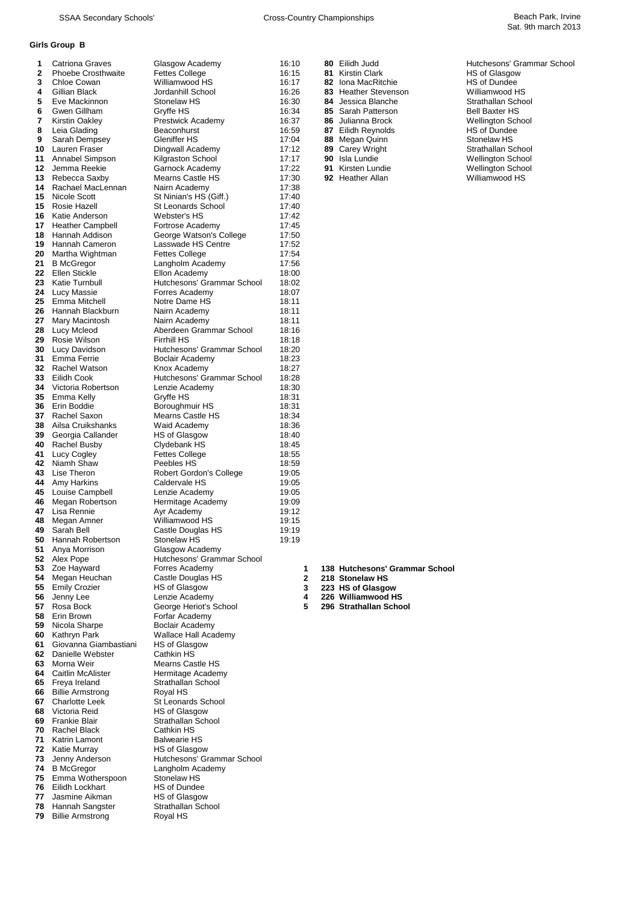SSAA Secondary Schools' Cross-Country Championships — Beach Park, Irvine, Sat. 9th march 2013

## Girls Group B

| Pos | Name | School | Time |
|---|---|---|---|
| 1 | Catriona Graves | Glasgow Academy | 16:10 |
| 2 | Phoebe Crosthwaite | Fettes College | 16:15 |
| 3 | Chloe Cowan | Williamwood HS | 16:17 |
| 4 | Gillian Black | Jordanhill School | 16:26 |
| 5 | Eve Mackinnon | Stonelaw HS | 16:30 |
| 6 | Gwen Gillham | Gryffe HS | 16:34 |
| 7 | Kirstin Oakley | Prestwick Academy | 16:37 |
| 8 | Leia Glading | Beaconhurst | 16:59 |
| 9 | Sarah Dempsey | Gleniffer HS | 17:04 |
| 10 | Lauren Fraser | Dingwall Academy | 17:12 |
| 11 | Annabel Simpson | Kilgraston School | 17:17 |
| 12 | Jemma Reekie | Garnock Academy | 17:22 |
| 13 | Rebecca Saxby | Mearns Castle HS | 17:30 |
| 14 | Rachael MacLennan | Nairn Academy | 17:38 |
| 15 | Nicole Scott | St Ninian's HS (Giff.) | 17:40 |
| 15 | Rosie Hazell | St Leonards School | 17:40 |
| 16 | Katie Anderson | Webster's HS | 17:42 |
| 17 | Heather Campbell | Fortrose Academy | 17:45 |
| 18 | Hannah Addison | George Watson's College | 17:50 |
| 19 | Hannah Cameron | Lasswade HS Centre | 17:52 |
| 20 | Martha Wightman | Fettes College | 17:54 |
| 21 | B McGregor | Langholm Academy | 17:56 |
| 22 | Ellen Stickle | Ellon Academy | 18:00 |
| 23 | Katie Turnbull | Hutchesons' Grammar School | 18:02 |
| 24 | Lucy Massie | Forres Academy | 18:07 |
| 25 | Emma Mitchell | Notre Dame HS | 18:11 |
| 26 | Hannah Blackburn | Nairn Academy | 18:11 |
| 27 | Mary Macintosh | Nairn Academy | 18:11 |
| 28 | Lucy Mcleod | Aberdeen Grammar School | 18:16 |
| 29 | Rosie Wilson | Firrhill HS | 18:18 |
| 30 | Lucy Davidson | Hutchesons' Grammar School | 18:20 |
| 31 | Emma Ferrie | Boclair Academy | 18:23 |
| 32 | Rachel Watson | Knox Academy | 18:27 |
| 33 | Eilidh Cook | Hutchesons' Grammar School | 18:28 |
| 34 | Victoria Robertson | Lenzie Academy | 18:30 |
| 35 | Emma Kelly | Gryffe HS | 18:31 |
| 36 | Erin Boddie | Boroughmuir HS | 18:31 |
| 37 | Rachel Saxon | Mearns Castle HS | 18:34 |
| 38 | Ailsa Cruikshanks | Waid Academy | 18:36 |
| 39 | Georgia Callander | HS of Glasgow | 18:40 |
| 40 | Rachel Busby | Clydebank HS | 18:45 |
| 41 | Lucy Cogley | Fettes College | 18:55 |
| 42 | Niamh Shaw | Peebles HS | 18:59 |
| 43 | Lise Theron | Robert Gordon's College | 19:05 |
| 44 | Amy Harkins | Caldervale HS | 19:05 |
| 45 | Louise Campbell | Lenzie Academy | 19:05 |
| 46 | Megan Robertson | Hermitage Academy | 19:09 |
| 47 | Lisa Rennie | Ayr Academy | 19:12 |
| 48 | Megan Amner | Williamwood HS | 19:15 |
| 49 | Sarah Bell | Castle Douglas HS | 19:19 |
| 50 | Hannah Robertson | Stonelaw HS | 19:19 |
| 51 | Anya Morrison | Glasgow Academy | |
| 52 | Alex Pope | Hutchesons' Grammar School | |
| 53 | Zoe Hayward | Forres Academy | |
| 54 | Megan Heuchan | Castle Douglas HS | |
| 55 | Emily Crozier | HS of Glasgow | |
| 56 | Jenny Lee | Lenzie Academy | |
| 57 | Rosa Bock | George Heriot's School | |
| 58 | Erin Brown | Forfar Academy | |
| 59 | Nicola Sharpe | Boclair Academy | |
| 60 | Kathryn Park | Wallace Hall Academy | |
| 61 | Giovanna Giambastiani | HS of Glasgow | |
| 62 | Danielle Webster | Cathkin HS | |
| 63 | Morna Weir | Mearns Castle HS | |
| 64 | Caitlin McAlister | Hermitage Academy | |
| 65 | Freya Ireland | Strathallan School | |
| 66 | Billie Armstrong | Royal HS | |
| 67 | Charlotte Leek | St Leonards School | |
| 68 | Victoria Reid | HS of Glasgow | |
| 69 | Frankie Blair | Strathallan School | |
| 70 | Rachel Black | Cathkin HS | |
| 71 | Katrin Lamont | Balwearie HS | |
| 72 | Katie Murray | HS of Glasgow | |
| 73 | Jenny Anderson | Hutchesons' Grammar School | |
| 74 | B McGregor | Langholm Academy | |
| 75 | Emma Wotherspoon | Stonelaw HS | |
| 76 | Eilidh Lockhart | HS of Dundee | |
| 77 | Jasmine Aikman | HS of Glasgow | |
| 78 | Hannah Sangster | Strathallan School | |
| 79 | Billie Armstrong | Royal HS | |
| 80 | Eilidh Judd | Hutchesons' Grammar School | |
| 81 | Kirstin Clark | HS of Glasgow | |
| 82 | Iona MacRitchie | HS of Dundee | |
| 83 | Heather Stevenson | Williamwood HS | |
| 84 | Jessica Blanche | Strathallan School | |
| 85 | Sarah Patterson | Bell Baxter HS | |
| 86 | Julianna Brock | Wellington School | |
| 87 | Eilidh Reynolds | HS of Dundee | |
| 88 | Megan Quinn | Stonelaw HS | |
| 89 | Carey Wright | Strathallan School | |
| 90 | Isla Lundie | Wellington School | |
| 91 | Kirsten Lundie | Wellington School | |
| 92 | Heather Allan | Williamwood HS | |

**Teams**

| Pos | Points | School |
|---|---|---|
| **1** | **138** | **Hutchesons' Grammar School** |
| **2** | **218** | **Stonelaw HS** |
| **3** | **223** | **HS of Glasgow** |
| **4** | **226** | **Williamwood HS** |
| **5** | **296** | **Strathallan School** |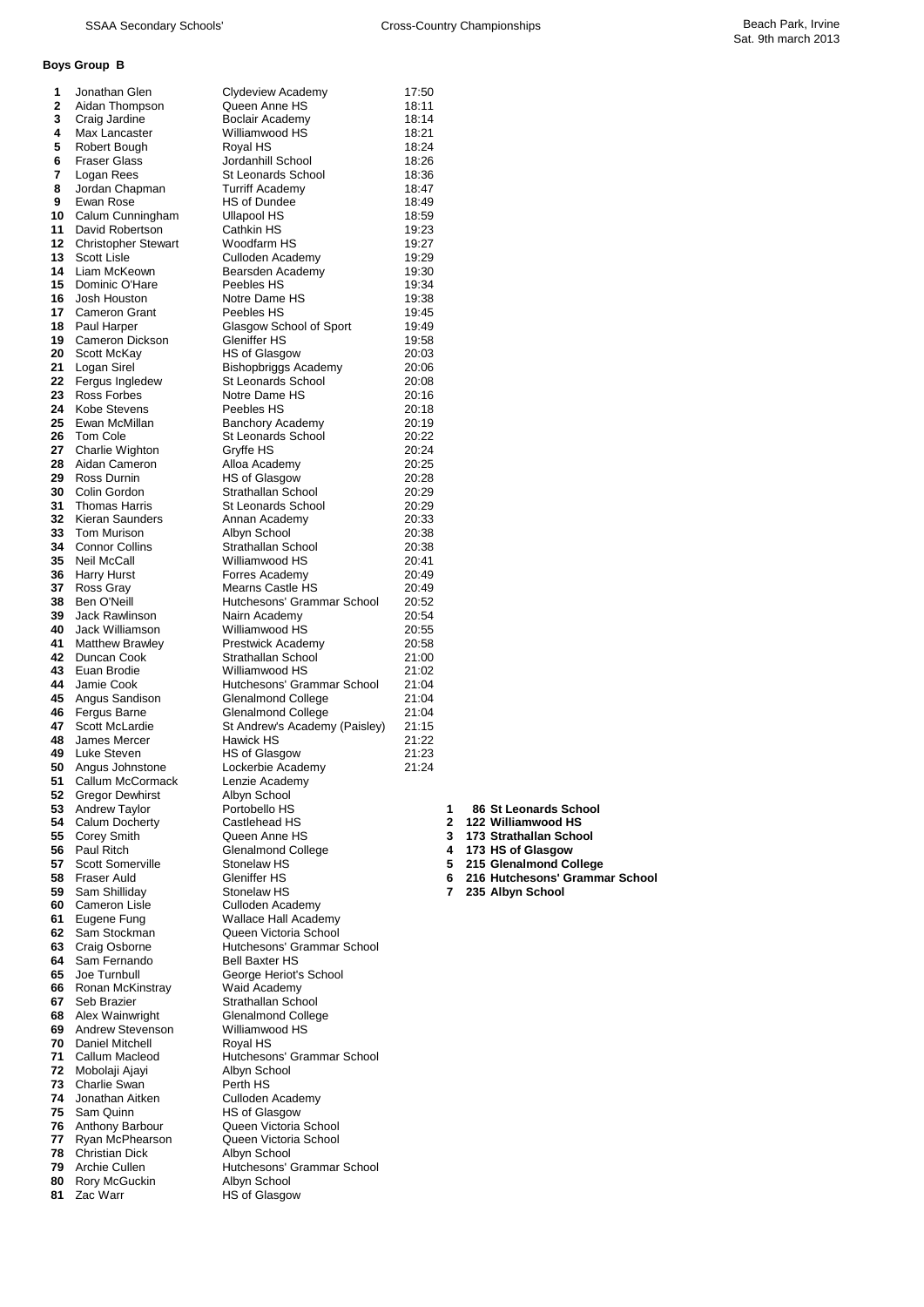## Boys Group B

| Pos | Name | School | Time |
|---|---|---|---|
| 1 | Jonathan Glen | Clydeview Academy | 17:50 |
| 2 | Aidan Thompson | Queen Anne HS | 18:11 |
| 3 | Craig Jardine | Boclair Academy | 18:14 |
| 4 | Max Lancaster | Williamwood HS | 18:21 |
| 5 | Robert Bough | Royal HS | 18:24 |
| 6 | Fraser Glass | Jordanhill School | 18:26 |
| 7 | Logan Rees | St Leonards School | 18:36 |
| 8 | Jordan Chapman | Turriff Academy | 18:47 |
| 9 | Ewan Rose | HS of Dundee | 18:49 |
| 10 | Calum Cunningham | Ullapool HS | 18:59 |
| 11 | David Robertson | Cathkin HS | 19:23 |
| 12 | Christopher Stewart | Woodfarm HS | 19:27 |
| 13 | Scott Lisle | Culloden Academy | 19:29 |
| 14 | Liam McKeown | Bearsden Academy | 19:30 |
| 15 | Dominic O'Hare | Peebles HS | 19:34 |
| 16 | Josh Houston | Notre Dame HS | 19:38 |
| 17 | Cameron Grant | Peebles HS | 19:45 |
| 18 | Paul Harper | Glasgow School of Sport | 19:49 |
| 19 | Cameron Dickson | Gleniffer HS | 19:58 |
| 20 | Scott McKay | HS of Glasgow | 20:03 |
| 21 | Logan Sirel | Bishopbriggs Academy | 20:06 |
| 22 | Fergus Ingledew | St Leonards School | 20:08 |
| 23 | Ross Forbes | Notre Dame HS | 20:16 |
| 24 | Kobe Stevens | Peebles HS | 20:18 |
| 25 | Ewan McMillan | Banchory Academy | 20:19 |
| 26 | Tom Cole | St Leonards School | 20:22 |
| 27 | Charlie Wighton | Gryffe HS | 20:24 |
| 28 | Aidan Cameron | Alloa Academy | 20:25 |
| 29 | Ross Durnin | HS of Glasgow | 20:28 |
| 30 | Colin Gordon | Strathallan School | 20:29 |
| 31 | Thomas Harris | St Leonards School | 20:29 |
| 32 | Kieran Saunders | Annan Academy | 20:33 |
| 33 | Tom Murison | Albyn School | 20:38 |
| 34 | Connor Collins | Strathallan School | 20:38 |
| 35 | Neil McCall | Williamwood HS | 20:41 |
| 36 | Harry Hurst | Forres Academy | 20:49 |
| 37 | Ross Gray | Mearns Castle HS | 20:49 |
| 38 | Ben O'Neill | Hutchesons' Grammar School | 20:52 |
| 39 | Jack Rawlinson | Nairn Academy | 20:54 |
| 40 | Jack Williamson | Williamwood HS | 20:55 |
| 41 | Matthew Brawley | Prestwick Academy | 20:58 |
| 42 | Duncan Cook | Strathallan School | 21:00 |
| 43 | Euan Brodie | Williamwood HS | 21:02 |
| 44 | Jamie Cook | Hutchesons' Grammar School | 21:04 |
| 45 | Angus Sandison | Glenalmond College | 21:04 |
| 46 | Fergus Barne | Glenalmond College | 21:04 |
| 47 | Scott McLardie | St Andrew's Academy (Paisley) | 21:15 |
| 48 | James Mercer | Hawick HS | 21:22 |
| 49 | Luke Steven | HS of Glasgow | 21:23 |
| 50 | Angus Johnstone | Lockerbie Academy | 21:24 |
| 51 | Callum McCormack | Lenzie Academy | |
| 52 | Gregor Dewhirst | Albyn School | |
| 53 | Andrew Taylor | Portobello HS | |
| 54 | Calum Docherty | Castlehead HS | |
| 55 | Corey Smith | Queen Anne HS | |
| 56 | Paul Ritch | Glenalmond College | |
| 57 | Scott Somerville | Stonelaw HS | |
| 58 | Fraser Auld | Gleniffer HS | |
| 59 | Sam Shilliday | Stonelaw HS | |
| 60 | Cameron Lisle | Culloden Academy | |
| 61 | Eugene Fung | Wallace Hall Academy | |
| 62 | Sam Stockman | Queen Victoria School | |
| 63 | Craig Osborne | Hutchesons' Grammar School | |
| 64 | Sam Fernando | Bell Baxter HS | |
| 65 | Joe Turnbull | George Heriot's School | |
| 66 | Ronan McKinstray | Waid Academy | |
| 67 | Seb Brazier | Strathallan School | |
| 68 | Alex Wainwright | Glenalmond College | |
| 69 | Andrew Stevenson | Williamwood HS | |
| 70 | Daniel Mitchell | Royal HS | |
| 71 | Callum Macleod | Hutchesons' Grammar School | |
| 72 | Mobolaji Ajayi | Albyn School | |
| 73 | Charlie Swan | Perth HS | |
| 74 | Jonathan Aitken | Culloden Academy | |
| 75 | Sam Quinn | HS of Glasgow | |
| 76 | Anthony Barbour | Queen Victoria School | |
| 77 | Ryan McPhearson | Queen Victoria School | |
| 78 | Christian Dick | Albyn School | |
| 79 | Archie Cullen | Hutchesons' Grammar School | |
| 80 | Rory McGuckin | Albyn School | |
| 81 | Zac Warr | HS of Glasgow | |

**Team Results**

| Pos | Points | School |
|---|---|---|
| **1** | **86** | **St Leonards School** |
| **2** | **122** | **Williamwood HS** |
| **3** | **173** | **Strathallan School** |
| **4** | **173** | **HS of Glasgow** |
| **5** | **215** | **Glenalmond College** |
| **6** | **216** | **Hutchesons' Grammar School** |
| **7** | **235** | **Albyn School** |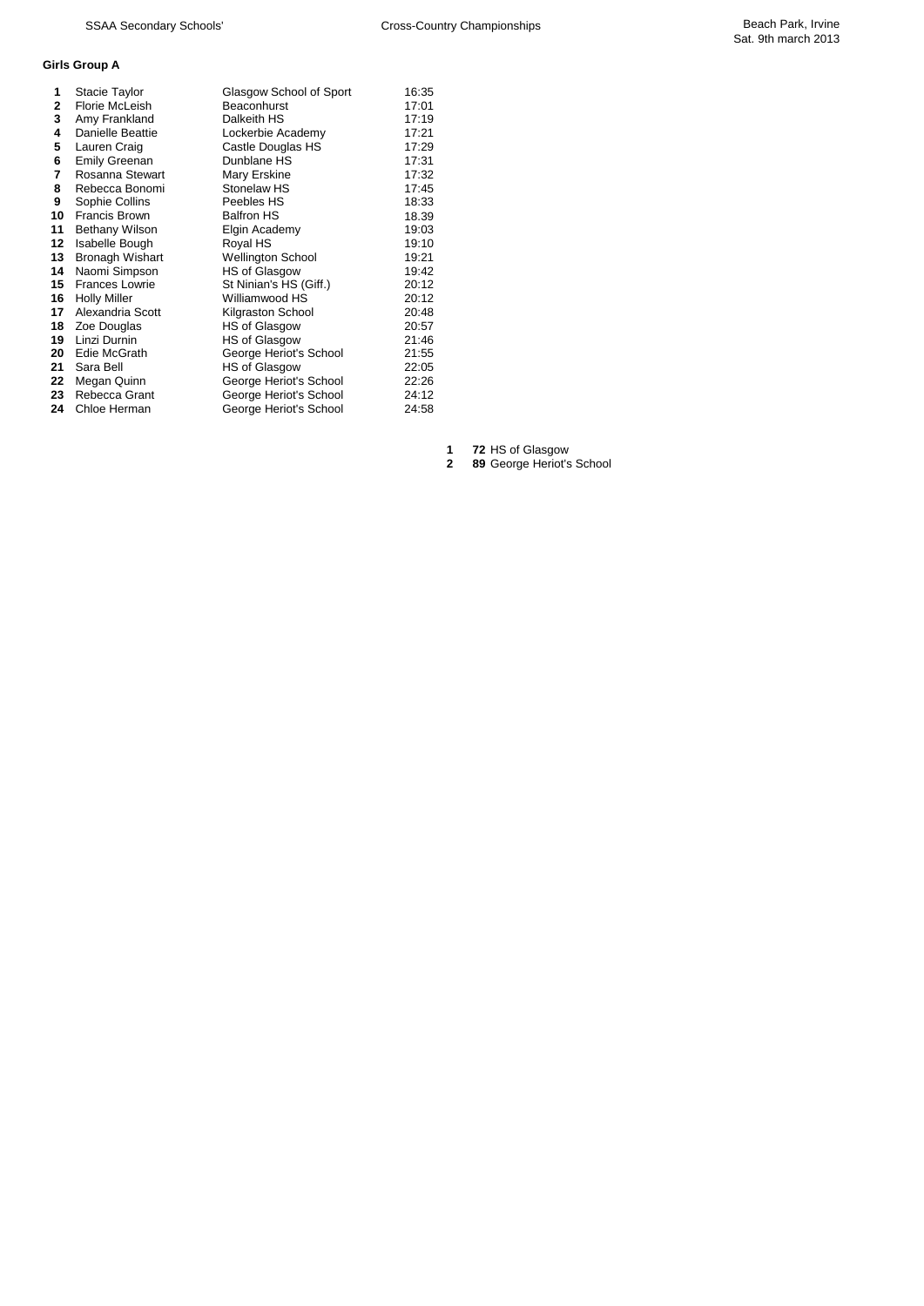## Girls Group A

| Pos | Name | School | Time |
|---|---|---|---|
| **1** | Stacie Taylor | Glasgow School of Sport | 16:35 |
| **2** | Florie McLeish | Beaconhurst | 17:01 |
| **3** | Amy Frankland | Dalkeith HS | 17:19 |
| **4** | Danielle Beattie | Lockerbie Academy | 17:21 |
| **5** | Lauren Craig | Castle Douglas HS | 17:29 |
| **6** | Emily Greenan | Dunblane HS | 17:31 |
| **7** | Rosanna Stewart | Mary Erskine | 17:32 |
| **8** | Rebecca Bonomi | Stonelaw HS | 17:45 |
| **9** | Sophie Collins | Peebles HS | 18:33 |
| **10** | Francis Brown | Balfron HS | 18.39 |
| **11** | Bethany Wilson | Elgin Academy | 19:03 |
| **12** | Isabelle Bough | Royal HS | 19:10 |
| **13** | Bronagh Wishart | Wellington School | 19:21 |
| **14** | Naomi Simpson | HS of Glasgow | 19:42 |
| **15** | Frances Lowrie | St Ninian's HS (Giff.) | 20:12 |
| **16** | Holly Miller | Williamwood HS | 20:12 |
| **17** | Alexandria Scott | Kilgraston School | 20:48 |
| **18** | Zoe Douglas | HS of Glasgow | 20:57 |
| **19** | Linzi Durnin | HS of Glasgow | 21:46 |
| **20** | Edie McGrath | George Heriot's School | 21:55 |
| **21** | Sara Bell | HS of Glasgow | 22:05 |
| **22** | Megan Quinn | George Heriot's School | 22:26 |
| **23** | Rebecca Grant | George Heriot's School | 24:12 |
| **24** | Chloe Herman | George Heriot's School | 24:58 |

| Pos | Points | Team |
|---|---|---|
| **1** | **72** | HS of Glasgow |
| **2** | **89** | George Heriot's School |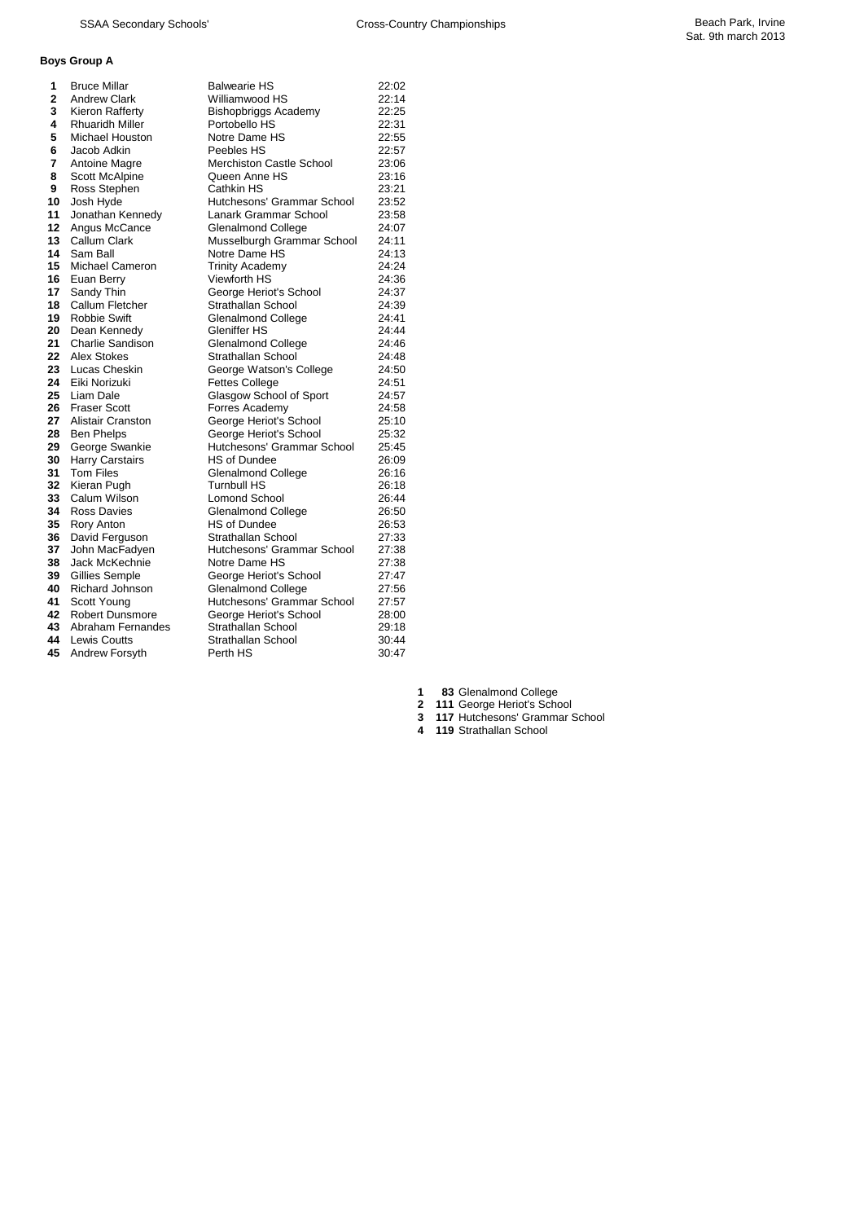## Boys Group A

| | | | |
|---|---|---|---|
| 1 | Bruce Millar | Balwearie HS | 22:02 |
| 2 | Andrew Clark | Williamwood HS | 22:14 |
| 3 | Kieron Rafferty | Bishopbriggs Academy | 22:25 |
| 4 | Rhuaridh Miller | Portobello HS | 22:31 |
| 5 | Michael Houston | Notre Dame HS | 22:55 |
| 6 | Jacob Adkin | Peebles HS | 22:57 |
| 7 | Antoine Magre | Merchiston Castle School | 23:06 |
| 8 | Scott McAlpine | Queen Anne HS | 23:16 |
| 9 | Ross Stephen | Cathkin HS | 23:21 |
| 10 | Josh Hyde | Hutchesons' Grammar School | 23:52 |
| 11 | Jonathan Kennedy | Lanark Grammar School | 23:58 |
| 12 | Angus McCance | Glenalmond College | 24:07 |
| 13 | Callum Clark | Musselburgh Grammar School | 24:11 |
| 14 | Sam Ball | Notre Dame HS | 24:13 |
| 15 | Michael Cameron | Trinity Academy | 24:24 |
| 16 | Euan Berry | Viewforth HS | 24:36 |
| 17 | Sandy Thin | George Heriot's School | 24:37 |
| 18 | Callum Fletcher | Strathallan School | 24:39 |
| 19 | Robbie Swift | Glenalmond College | 24:41 |
| 20 | Dean Kennedy | Gleniffer HS | 24:44 |
| 21 | Charlie Sandison | Glenalmond College | 24:46 |
| 22 | Alex Stokes | Strathallan School | 24:48 |
| 23 | Lucas Cheskin | George Watson's College | 24:50 |
| 24 | Eiki Norizuki | Fettes College | 24:51 |
| 25 | Liam Dale | Glasgow School of Sport | 24:57 |
| 26 | Fraser Scott | Forres Academy | 24:58 |
| 27 | Alistair Cranston | George Heriot's School | 25:10 |
| 28 | Ben Phelps | George Heriot's School | 25:32 |
| 29 | George Swankie | Hutchesons' Grammar School | 25:45 |
| 30 | Harry Carstairs | HS of Dundee | 26:09 |
| 31 | Tom Files | Glenalmond College | 26:16 |
| 32 | Kieran Pugh | Turnbull HS | 26:18 |
| 33 | Calum Wilson | Lomond School | 26:44 |
| 34 | Ross Davies | Glenalmond College | 26:50 |
| 35 | Rory Anton | HS of Dundee | 26:53 |
| 36 | David Ferguson | Strathallan School | 27:33 |
| 37 | John MacFadyen | Hutchesons' Grammar School | 27:38 |
| 38 | Jack McKechnie | Notre Dame HS | 27:38 |
| 39 | Gillies Semple | George Heriot's School | 27:47 |
| 40 | Richard Johnson | Glenalmond College | 27:56 |
| 41 | Scott Young | Hutchesons' Grammar School | 27:57 |
| 42 | Robert Dunsmore | George Heriot's School | 28:00 |
| 43 | Abraham Fernandes | Strathallan School | 29:18 |
| 44 | Lewis Coutts | Strathallan School | 30:44 |
| 45 | Andrew Forsyth | Perth HS | 30:47 |

| | | |
|---|---|---|
| 1 | 83 | Glenalmond College |
| 2 | 111 | George Heriot's School |
| 3 | 117 | Hutchesons' Grammar School |
| 4 | 119 | Strathallan School |